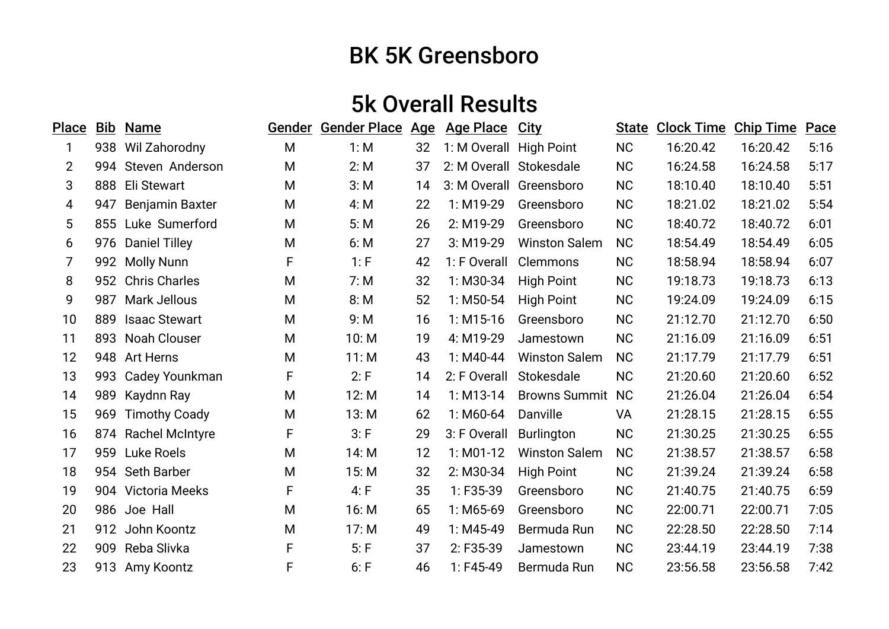# BK 5K Greensboro

## 5k Overall Results

| Place | Bib | Name | Gender | Gender Place | Age | Age Place | City | State | Clock Time | Chip Time | Pace |
|---|---|---|---|---|---|---|---|---|---|---|---|
| 1 | 938 | Wil Zahorodny | M | 1: M | 32 | 1: M Overall | High Point | NC | 16:20.42 | 16:20.42 | 5:16 |
| 2 | 994 | Steven Anderson | M | 2: M | 37 | 2: M Overall | Stokesdale | NC | 16:24.58 | 16:24.58 | 5:17 |
| 3 | 888 | Eli Stewart | M | 3: M | 14 | 3: M Overall | Greensboro | NC | 18:10.40 | 18:10.40 | 5:51 |
| 4 | 947 | Benjamin Baxter | M | 4: M | 22 | 1: M19-29 | Greensboro | NC | 18:21.02 | 18:21.02 | 5:54 |
| 5 | 855 | Luke Sumerford | M | 5: M | 26 | 2: M19-29 | Greensboro | NC | 18:40.72 | 18:40.72 | 6:01 |
| 6 | 976 | Daniel Tilley | M | 6: M | 27 | 3: M19-29 | Winston Salem | NC | 18:54.49 | 18:54.49 | 6:05 |
| 7 | 992 | Molly Nunn | F | 1: F | 42 | 1: F Overall | Clemmons | NC | 18:58.94 | 18:58.94 | 6:07 |
| 8 | 952 | Chris Charles | M | 7: M | 32 | 1: M30-34 | High Point | NC | 19:18.73 | 19:18.73 | 6:13 |
| 9 | 987 | Mark Jellous | M | 8: M | 52 | 1: M50-54 | High Point | NC | 19:24.09 | 19:24.09 | 6:15 |
| 10 | 889 | Isaac Stewart | M | 9: M | 16 | 1: M15-16 | Greensboro | NC | 21:12.70 | 21:12.70 | 6:50 |
| 11 | 893 | Noah Clouser | M | 10: M | 19 | 4: M19-29 | Jamestown | NC | 21:16.09 | 21:16.09 | 6:51 |
| 12 | 948 | Art Herns | M | 11: M | 43 | 1: M40-44 | Winston Salem | NC | 21:17.79 | 21:17.79 | 6:51 |
| 13 | 993 | Cadey Younkman | F | 2: F | 14 | 2: F Overall | Stokesdale | NC | 21:20.60 | 21:20.60 | 6:52 |
| 14 | 989 | Kaydnn Ray | M | 12: M | 14 | 1: M13-14 | Browns Summit | NC | 21:26.04 | 21:26.04 | 6:54 |
| 15 | 969 | Timothy Coady | M | 13: M | 62 | 1: M60-64 | Danville | VA | 21:28.15 | 21:28.15 | 6:55 |
| 16 | 874 | Rachel McIntyre | F | 3: F | 29 | 3: F Overall | Burlington | NC | 21:30.25 | 21:30.25 | 6:55 |
| 17 | 959 | Luke Roels | M | 14: M | 12 | 1: M01-12 | Winston Salem | NC | 21:38.57 | 21:38.57 | 6:58 |
| 18 | 954 | Seth Barber | M | 15: M | 32 | 2: M30-34 | High Point | NC | 21:39.24 | 21:39.24 | 6:58 |
| 19 | 904 | Victoria Meeks | F | 4: F | 35 | 1: F35-39 | Greensboro | NC | 21:40.75 | 21:40.75 | 6:59 |
| 20 | 986 | Joe Hall | M | 16: M | 65 | 1: M65-69 | Greensboro | NC | 22:00.71 | 22:00.71 | 7:05 |
| 21 | 912 | John Koontz | M | 17: M | 49 | 1: M45-49 | Bermuda Run | NC | 22:28.50 | 22:28.50 | 7:14 |
| 22 | 909 | Reba Slivka | F | 5: F | 37 | 2: F35-39 | Jamestown | NC | 23:44.19 | 23:44.19 | 7:38 |
| 23 | 913 | Amy Koontz | F | 6: F | 46 | 1: F45-49 | Bermuda Run | NC | 23:56.58 | 23:56.58 | 7:42 |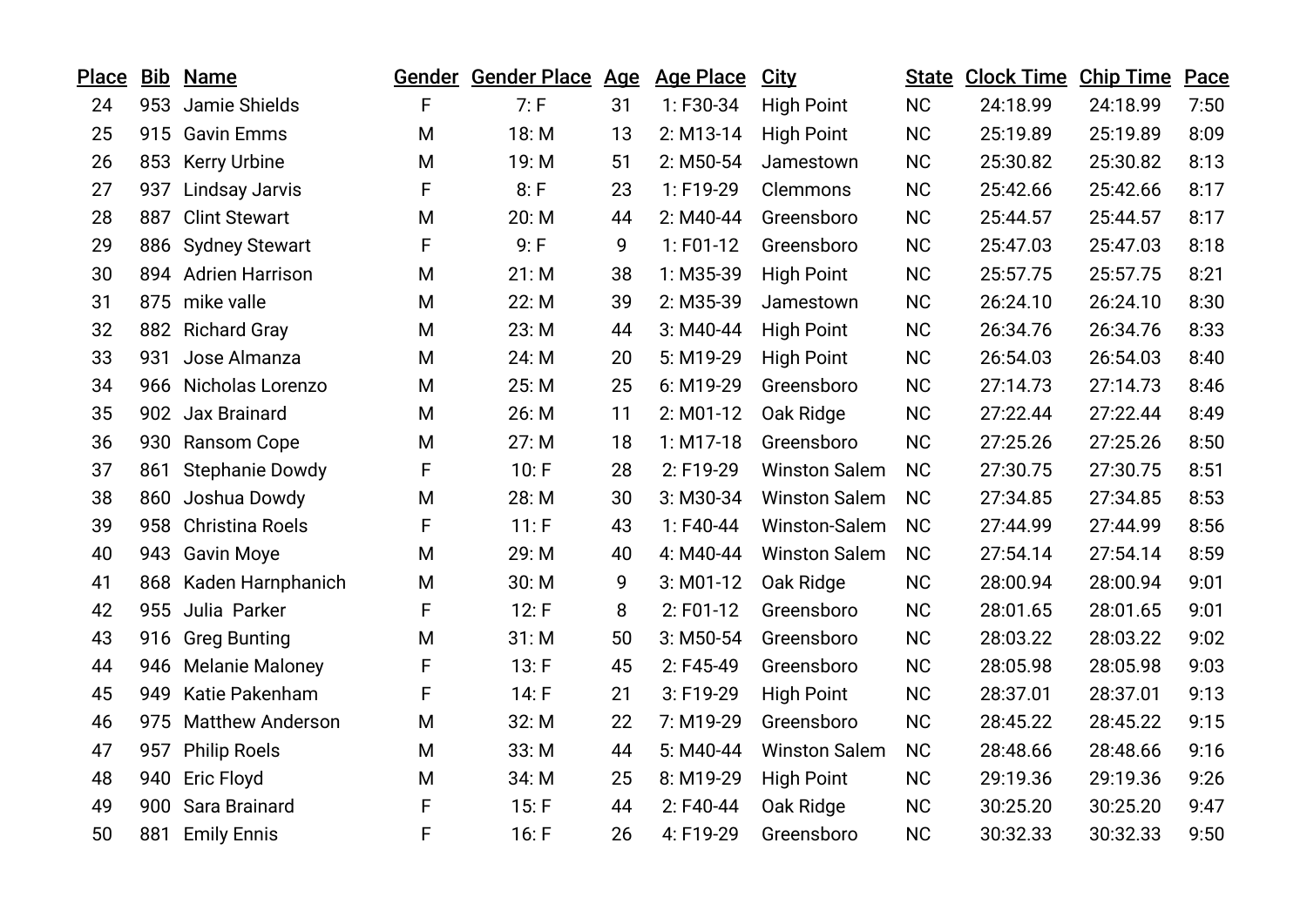| Place | Bib | Name | Gender | Gender Place | Age | Age Place | City | State | Clock Time | Chip Time | Pace |
|---|---|---|---|---|---|---|---|---|---|---|---|
| 24 | 953 | Jamie Shields | F | 7: F | 31 | 1: F30-34 | High Point | NC | 24:18.99 | 24:18.99 | 7:50 |
| 25 | 915 | Gavin Emms | M | 18: M | 13 | 2: M13-14 | High Point | NC | 25:19.89 | 25:19.89 | 8:09 |
| 26 | 853 | Kerry Urbine | M | 19: M | 51 | 2: M50-54 | Jamestown | NC | 25:30.82 | 25:30.82 | 8:13 |
| 27 | 937 | Lindsay Jarvis | F | 8: F | 23 | 1: F19-29 | Clemmons | NC | 25:42.66 | 25:42.66 | 8:17 |
| 28 | 887 | Clint Stewart | M | 20: M | 44 | 2: M40-44 | Greensboro | NC | 25:44.57 | 25:44.57 | 8:17 |
| 29 | 886 | Sydney Stewart | F | 9: F | 9 | 1: F01-12 | Greensboro | NC | 25:47.03 | 25:47.03 | 8:18 |
| 30 | 894 | Adrien Harrison | M | 21: M | 38 | 1: M35-39 | High Point | NC | 25:57.75 | 25:57.75 | 8:21 |
| 31 | 875 | mike valle | M | 22: M | 39 | 2: M35-39 | Jamestown | NC | 26:24.10 | 26:24.10 | 8:30 |
| 32 | 882 | Richard Gray | M | 23: M | 44 | 3: M40-44 | High Point | NC | 26:34.76 | 26:34.76 | 8:33 |
| 33 | 931 | Jose Almanza | M | 24: M | 20 | 5: M19-29 | High Point | NC | 26:54.03 | 26:54.03 | 8:40 |
| 34 | 966 | Nicholas Lorenzo | M | 25: M | 25 | 6: M19-29 | Greensboro | NC | 27:14.73 | 27:14.73 | 8:46 |
| 35 | 902 | Jax Brainard | M | 26: M | 11 | 2: M01-12 | Oak Ridge | NC | 27:22.44 | 27:22.44 | 8:49 |
| 36 | 930 | Ransom Cope | M | 27: M | 18 | 1: M17-18 | Greensboro | NC | 27:25.26 | 27:25.26 | 8:50 |
| 37 | 861 | Stephanie Dowdy | F | 10: F | 28 | 2: F19-29 | Winston Salem | NC | 27:30.75 | 27:30.75 | 8:51 |
| 38 | 860 | Joshua Dowdy | M | 28: M | 30 | 3: M30-34 | Winston Salem | NC | 27:34.85 | 27:34.85 | 8:53 |
| 39 | 958 | Christina Roels | F | 11: F | 43 | 1: F40-44 | Winston-Salem | NC | 27:44.99 | 27:44.99 | 8:56 |
| 40 | 943 | Gavin Moye | M | 29: M | 40 | 4: M40-44 | Winston Salem | NC | 27:54.14 | 27:54.14 | 8:59 |
| 41 | 868 | Kaden Harnphanich | M | 30: M | 9 | 3: M01-12 | Oak Ridge | NC | 28:00.94 | 28:00.94 | 9:01 |
| 42 | 955 | Julia Parker | F | 12: F | 8 | 2: F01-12 | Greensboro | NC | 28:01.65 | 28:01.65 | 9:01 |
| 43 | 916 | Greg Bunting | M | 31: M | 50 | 3: M50-54 | Greensboro | NC | 28:03.22 | 28:03.22 | 9:02 |
| 44 | 946 | Melanie Maloney | F | 13: F | 45 | 2: F45-49 | Greensboro | NC | 28:05.98 | 28:05.98 | 9:03 |
| 45 | 949 | Katie Pakenham | F | 14: F | 21 | 3: F19-29 | High Point | NC | 28:37.01 | 28:37.01 | 9:13 |
| 46 | 975 | Matthew Anderson | M | 32: M | 22 | 7: M19-29 | Greensboro | NC | 28:45.22 | 28:45.22 | 9:15 |
| 47 | 957 | Philip Roels | M | 33: M | 44 | 5: M40-44 | Winston Salem | NC | 28:48.66 | 28:48.66 | 9:16 |
| 48 | 940 | Eric Floyd | M | 34: M | 25 | 8: M19-29 | High Point | NC | 29:19.36 | 29:19.36 | 9:26 |
| 49 | 900 | Sara Brainard | F | 15: F | 44 | 2: F40-44 | Oak Ridge | NC | 30:25.20 | 30:25.20 | 9:47 |
| 50 | 881 | Emily Ennis | F | 16: F | 26 | 4: F19-29 | Greensboro | NC | 30:32.33 | 30:32.33 | 9:50 |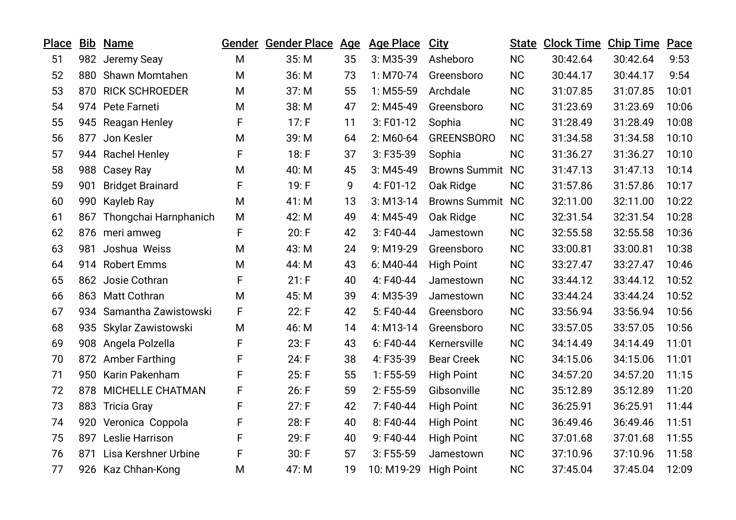| Place | Bib | Name | Gender | Gender Place | Age | Age Place | City | State | Clock Time | Chip Time | Pace |
|---|---|---|---|---|---|---|---|---|---|---|---|
| 51 | 982 | Jeremy Seay | M | 35: M | 35 | 3: M35-39 | Asheboro | NC | 30:42.64 | 30:42.64 | 9:53 |
| 52 | 880 | Shawn Momtahen | M | 36: M | 73 | 1: M70-74 | Greensboro | NC | 30:44.17 | 30:44.17 | 9:54 |
| 53 | 870 | RICK SCHROEDER | M | 37: M | 55 | 1: M55-59 | Archdale | NC | 31:07.85 | 31:07.85 | 10:01 |
| 54 | 974 | Pete Farneti | M | 38: M | 47 | 2: M45-49 | Greensboro | NC | 31:23.69 | 31:23.69 | 10:06 |
| 55 | 945 | Reagan Henley | F | 17: F | 11 | 3: F01-12 | Sophia | NC | 31:28.49 | 31:28.49 | 10:08 |
| 56 | 877 | Jon Kesler | M | 39: M | 64 | 2: M60-64 | GREENSBORO | NC | 31:34.58 | 31:34.58 | 10:10 |
| 57 | 944 | Rachel Henley | F | 18: F | 37 | 3: F35-39 | Sophia | NC | 31:36.27 | 31:36.27 | 10:10 |
| 58 | 988 | Casey Ray | M | 40: M | 45 | 3: M45-49 | Browns Summit | NC | 31:47.13 | 31:47.13 | 10:14 |
| 59 | 901 | Bridget Brainard | F | 19: F | 9 | 4: F01-12 | Oak Ridge | NC | 31:57.86 | 31:57.86 | 10:17 |
| 60 | 990 | Kayleb Ray | M | 41: M | 13 | 3: M13-14 | Browns Summit | NC | 32:11.00 | 32:11.00 | 10:22 |
| 61 | 867 | Thongchai Harnphanich | M | 42: M | 49 | 4: M45-49 | Oak Ridge | NC | 32:31.54 | 32:31.54 | 10:28 |
| 62 | 876 | meri amweg | F | 20: F | 42 | 3: F40-44 | Jamestown | NC | 32:55.58 | 32:55.58 | 10:36 |
| 63 | 981 | Joshua Weiss | M | 43: M | 24 | 9: M19-29 | Greensboro | NC | 33:00.81 | 33:00.81 | 10:38 |
| 64 | 914 | Robert Emms | M | 44: M | 43 | 6: M40-44 | High Point | NC | 33:27.47 | 33:27.47 | 10:46 |
| 65 | 862 | Josie Cothran | F | 21: F | 40 | 4: F40-44 | Jamestown | NC | 33:44.12 | 33:44.12 | 10:52 |
| 66 | 863 | Matt Cothran | M | 45: M | 39 | 4: M35-39 | Jamestown | NC | 33:44.24 | 33:44.24 | 10:52 |
| 67 | 934 | Samantha Zawistowski | F | 22: F | 42 | 5: F40-44 | Greensboro | NC | 33:56.94 | 33:56.94 | 10:56 |
| 68 | 935 | Skylar Zawistowski | M | 46: M | 14 | 4: M13-14 | Greensboro | NC | 33:57.05 | 33:57.05 | 10:56 |
| 69 | 908 | Angela Polzella | F | 23: F | 43 | 6: F40-44 | Kernersville | NC | 34:14.49 | 34:14.49 | 11:01 |
| 70 | 872 | Amber Farthing | F | 24: F | 38 | 4: F35-39 | Bear Creek | NC | 34:15.06 | 34:15.06 | 11:01 |
| 71 | 950 | Karin Pakenham | F | 25: F | 55 | 1: F55-59 | High Point | NC | 34:57.20 | 34:57.20 | 11:15 |
| 72 | 878 | MICHELLE CHATMAN | F | 26: F | 59 | 2: F55-59 | Gibsonville | NC | 35:12.89 | 35:12.89 | 11:20 |
| 73 | 883 | Tricia Gray | F | 27: F | 42 | 7: F40-44 | High Point | NC | 36:25.91 | 36:25.91 | 11:44 |
| 74 | 920 | Veronica Coppola | F | 28: F | 40 | 8: F40-44 | High Point | NC | 36:49.46 | 36:49.46 | 11:51 |
| 75 | 897 | Leslie Harrison | F | 29: F | 40 | 9: F40-44 | High Point | NC | 37:01.68 | 37:01.68 | 11:55 |
| 76 | 871 | Lisa Kershner Urbine | F | 30: F | 57 | 3: F55-59 | Jamestown | NC | 37:10.96 | 37:10.96 | 11:58 |
| 77 | 926 | Kaz Chhan-Kong | M | 47: M | 19 | 10: M19-29 | High Point | NC | 37:45.04 | 37:45.04 | 12:09 |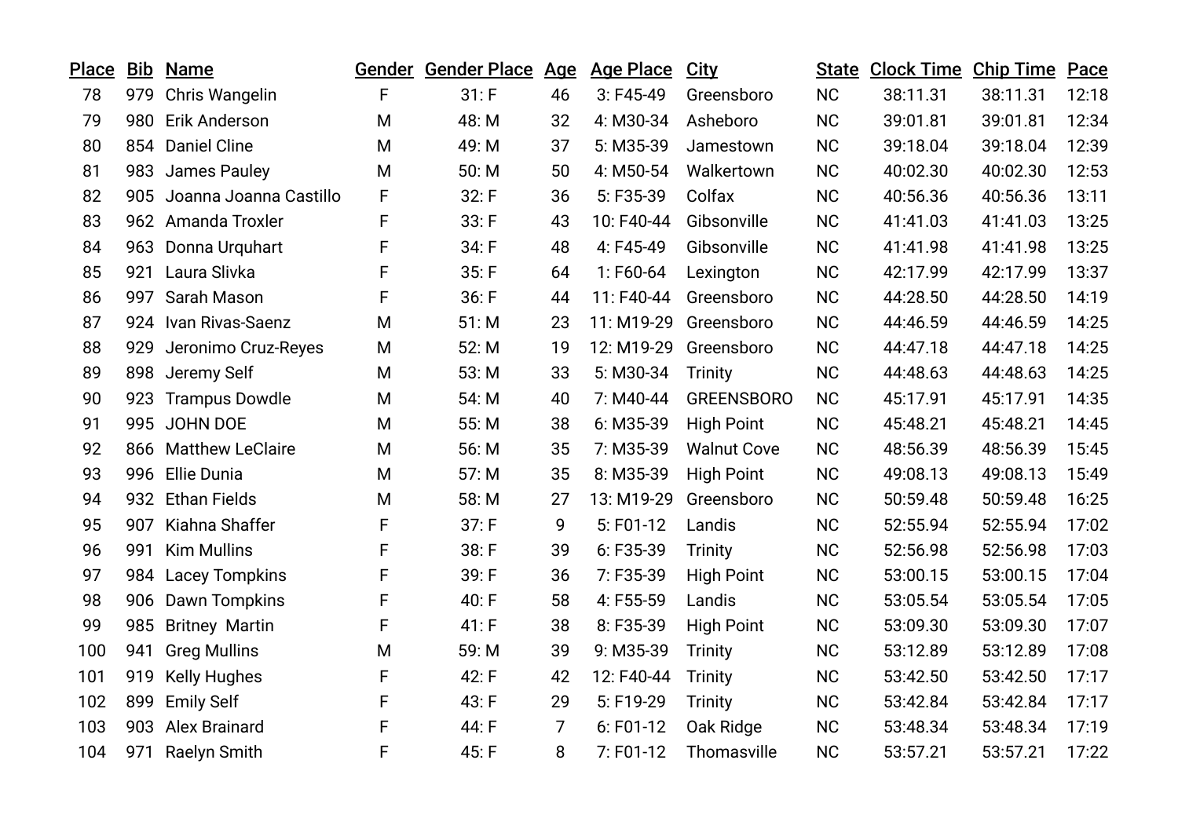| Place | Bib | Name | Gender | Gender Place | Age | Age Place | City | State | Clock Time | Chip Time | Pace |
|---|---|---|---|---|---|---|---|---|---|---|---|
| 78 | 979 | Chris Wangelin | F | 31: F | 46 | 3: F45-49 | Greensboro | NC | 38:11.31 | 38:11.31 | 12:18 |
| 79 | 980 | Erik Anderson | M | 48: M | 32 | 4: M30-34 | Asheboro | NC | 39:01.81 | 39:01.81 | 12:34 |
| 80 | 854 | Daniel Cline | M | 49: M | 37 | 5: M35-39 | Jamestown | NC | 39:18.04 | 39:18.04 | 12:39 |
| 81 | 983 | James Pauley | M | 50: M | 50 | 4: M50-54 | Walkertown | NC | 40:02.30 | 40:02.30 | 12:53 |
| 82 | 905 | Joanna Joanna Castillo | F | 32: F | 36 | 5: F35-39 | Colfax | NC | 40:56.36 | 40:56.36 | 13:11 |
| 83 | 962 | Amanda Troxler | F | 33: F | 43 | 10: F40-44 | Gibsonville | NC | 41:41.03 | 41:41.03 | 13:25 |
| 84 | 963 | Donna Urquhart | F | 34: F | 48 | 4: F45-49 | Gibsonville | NC | 41:41.98 | 41:41.98 | 13:25 |
| 85 | 921 | Laura Slivka | F | 35: F | 64 | 1: F60-64 | Lexington | NC | 42:17.99 | 42:17.99 | 13:37 |
| 86 | 997 | Sarah Mason | F | 36: F | 44 | 11: F40-44 | Greensboro | NC | 44:28.50 | 44:28.50 | 14:19 |
| 87 | 924 | Ivan Rivas-Saenz | M | 51: M | 23 | 11: M19-29 | Greensboro | NC | 44:46.59 | 44:46.59 | 14:25 |
| 88 | 929 | Jeronimo Cruz-Reyes | M | 52: M | 19 | 12: M19-29 | Greensboro | NC | 44:47.18 | 44:47.18 | 14:25 |
| 89 | 898 | Jeremy Self | M | 53: M | 33 | 5: M30-34 | Trinity | NC | 44:48.63 | 44:48.63 | 14:25 |
| 90 | 923 | Trampus Dowdle | M | 54: M | 40 | 7: M40-44 | GREENSBORO | NC | 45:17.91 | 45:17.91 | 14:35 |
| 91 | 995 | JOHN DOE | M | 55: M | 38 | 6: M35-39 | High Point | NC | 45:48.21 | 45:48.21 | 14:45 |
| 92 | 866 | Matthew LeClaire | M | 56: M | 35 | 7: M35-39 | Walnut Cove | NC | 48:56.39 | 48:56.39 | 15:45 |
| 93 | 996 | Ellie Dunia | M | 57: M | 35 | 8: M35-39 | High Point | NC | 49:08.13 | 49:08.13 | 15:49 |
| 94 | 932 | Ethan Fields | M | 58: M | 27 | 13: M19-29 | Greensboro | NC | 50:59.48 | 50:59.48 | 16:25 |
| 95 | 907 | Kiahna Shaffer | F | 37: F | 9 | 5: F01-12 | Landis | NC | 52:55.94 | 52:55.94 | 17:02 |
| 96 | 991 | Kim Mullins | F | 38: F | 39 | 6: F35-39 | Trinity | NC | 52:56.98 | 52:56.98 | 17:03 |
| 97 | 984 | Lacey Tompkins | F | 39: F | 36 | 7: F35-39 | High Point | NC | 53:00.15 | 53:00.15 | 17:04 |
| 98 | 906 | Dawn Tompkins | F | 40: F | 58 | 4: F55-59 | Landis | NC | 53:05.54 | 53:05.54 | 17:05 |
| 99 | 985 | Britney Martin | F | 41: F | 38 | 8: F35-39 | High Point | NC | 53:09.30 | 53:09.30 | 17:07 |
| 100 | 941 | Greg Mullins | M | 59: M | 39 | 9: M35-39 | Trinity | NC | 53:12.89 | 53:12.89 | 17:08 |
| 101 | 919 | Kelly Hughes | F | 42: F | 42 | 12: F40-44 | Trinity | NC | 53:42.50 | 53:42.50 | 17:17 |
| 102 | 899 | Emily Self | F | 43: F | 29 | 5: F19-29 | Trinity | NC | 53:42.84 | 53:42.84 | 17:17 |
| 103 | 903 | Alex Brainard | F | 44: F | 7 | 6: F01-12 | Oak Ridge | NC | 53:48.34 | 53:48.34 | 17:19 |
| 104 | 971 | Raelyn Smith | F | 45: F | 8 | 7: F01-12 | Thomasville | NC | 53:57.21 | 53:57.21 | 17:22 |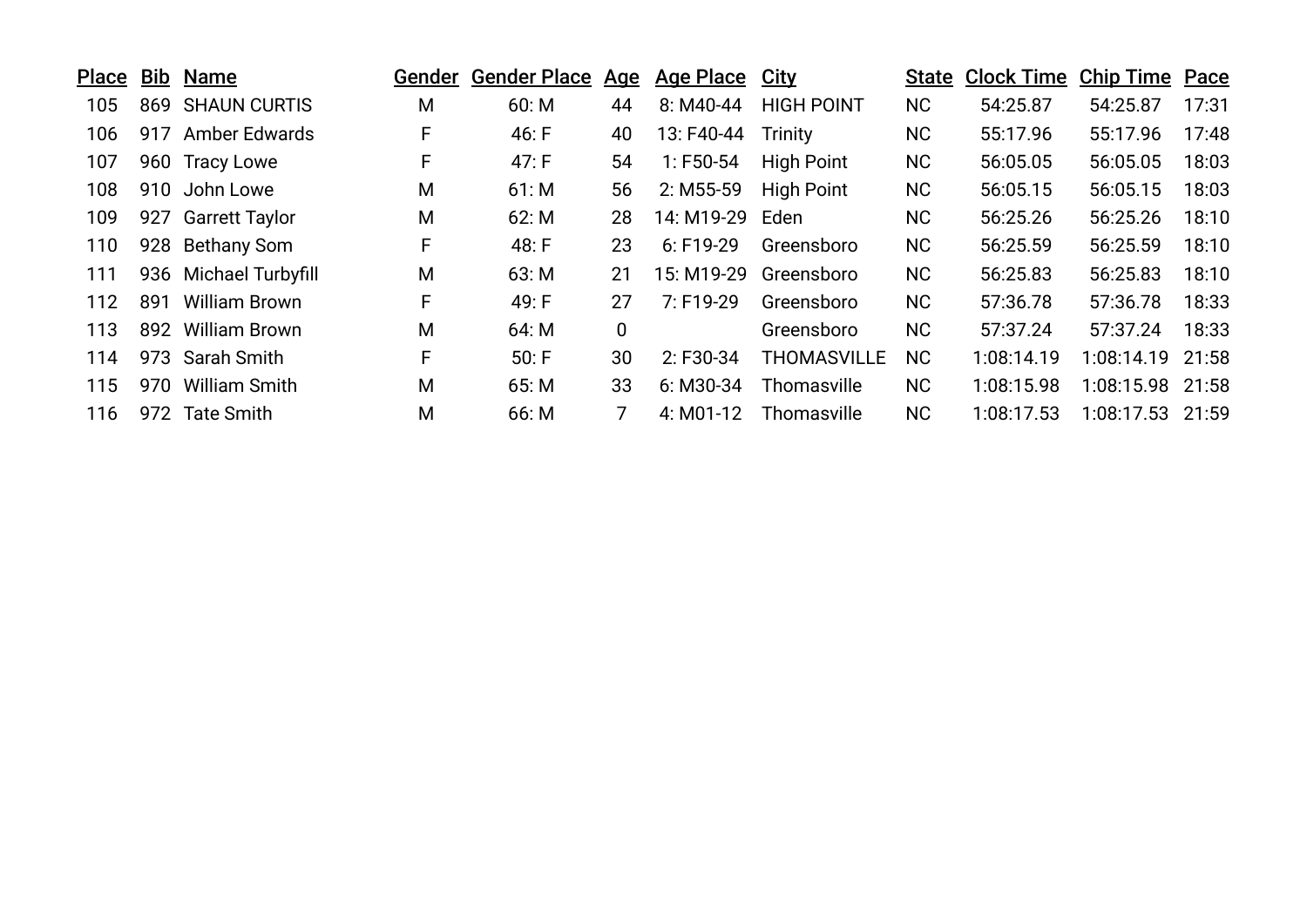| Place | Bib | Name | Gender | Gender Place | Age | Age Place | City | State | Clock Time | Chip Time | Pace |
|---|---|---|---|---|---|---|---|---|---|---|---|
| 105 | 869 | SHAUN CURTIS | M | 60: M | 44 | 8: M40-44 | HIGH POINT | NC | 54:25.87 | 54:25.87 | 17:31 |
| 106 | 917 | Amber Edwards | F | 46: F | 40 | 13: F40-44 | Trinity | NC | 55:17.96 | 55:17.96 | 17:48 |
| 107 | 960 | Tracy Lowe | F | 47: F | 54 | 1: F50-54 | High Point | NC | 56:05.05 | 56:05.05 | 18:03 |
| 108 | 910 | John Lowe | M | 61: M | 56 | 2: M55-59 | High Point | NC | 56:05.15 | 56:05.15 | 18:03 |
| 109 | 927 | Garrett Taylor | M | 62: M | 28 | 14: M19-29 | Eden | NC | 56:25.26 | 56:25.26 | 18:10 |
| 110 | 928 | Bethany Som | F | 48: F | 23 | 6: F19-29 | Greensboro | NC | 56:25.59 | 56:25.59 | 18:10 |
| 111 | 936 | Michael Turbyfill | M | 63: M | 21 | 15: M19-29 | Greensboro | NC | 56:25.83 | 56:25.83 | 18:10 |
| 112 | 891 | William Brown | F | 49: F | 27 | 7: F19-29 | Greensboro | NC | 57:36.78 | 57:36.78 | 18:33 |
| 113 | 892 | William Brown | M | 64: M | 0 | | Greensboro | NC | 57:37.24 | 57:37.24 | 18:33 |
| 114 | 973 | Sarah Smith | F | 50: F | 30 | 2: F30-34 | THOMASVILLE | NC | 1:08:14.19 | 1:08:14.19 | 21:58 |
| 115 | 970 | William Smith | M | 65: M | 33 | 6: M30-34 | Thomasville | NC | 1:08:15.98 | 1:08:15.98 | 21:58 |
| 116 | 972 | Tate Smith | M | 66: M | 7 | 4: M01-12 | Thomasville | NC | 1:08:17.53 | 1:08:17.53 | 21:59 |